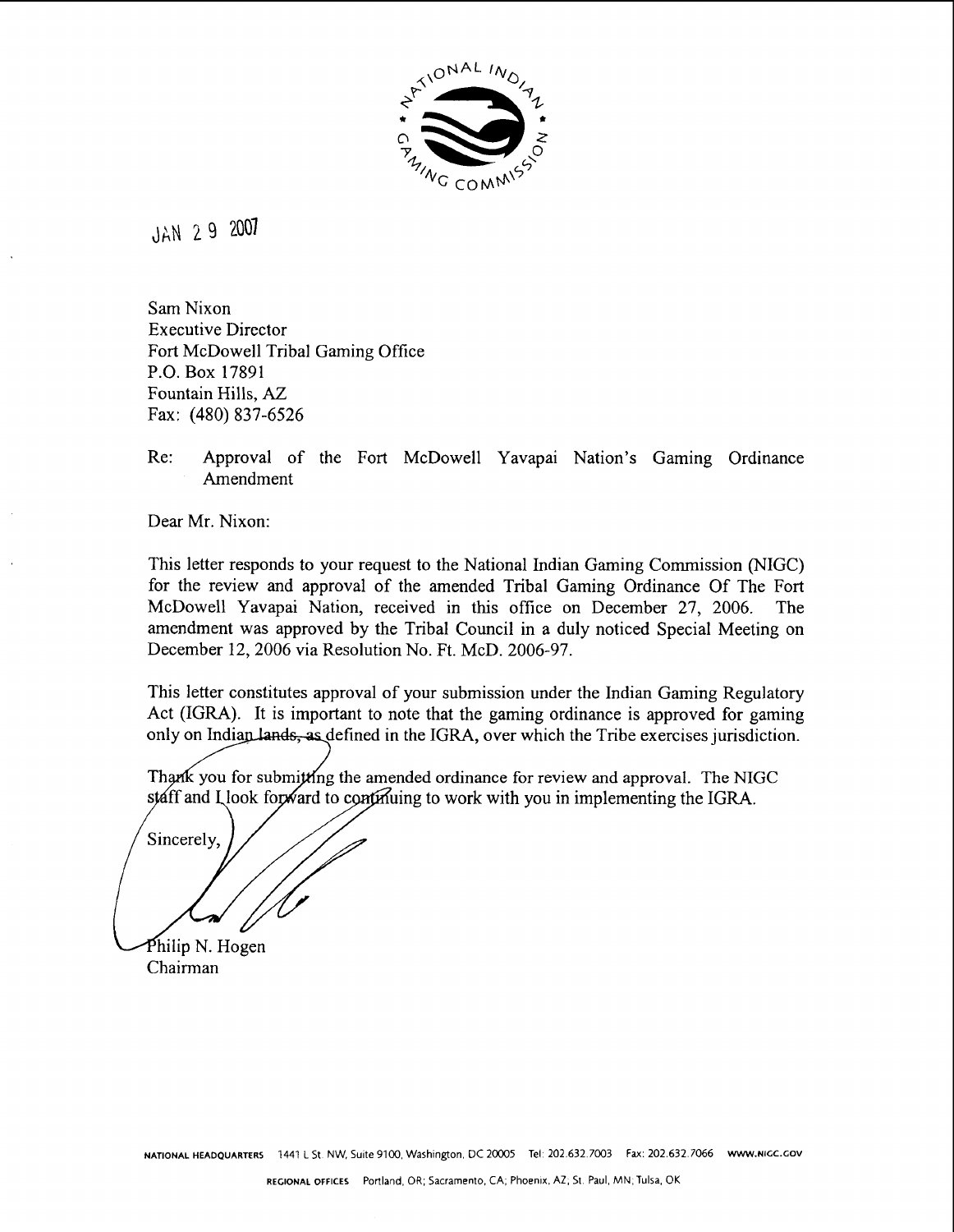JAN 29 2007

Sam Nixon
Executive Director
Fort McDowell Tribal Gaming Office
P.O. Box 17891
Fountain Hills, AZ
Fax: (480) 837-6526

Re: Approval of the Fort McDowell Yavapai Nation's Gaming Ordinance Amendment

Dear Mr. Nixon:

This letter responds to your request to the National Indian Gaming Commission (NIGC) for the review and approval of the amended Tribal Gaming Ordinance Of The Fort McDowell Yavapai Nation, received in this office on December 27, 2006. The amendment was approved by the Tribal Council in a duly noticed Special Meeting on December 12, 2006 via Resolution No. Ft. McD. 2006-97.

This letter constitutes approval of your submission under the Indian Gaming Regulatory Act (IGRA). It is important to note that the gaming ordinance is approved for gaming only on Indian lands, as defined in the IGRA, over which the Tribe exercises jurisdiction.

Thank you for submitting the amended ordinance for review and approval. The NIGC staff and I look forward to continuing to work with you in implementing the IGRA.

Sincerely,

Philip N. Hogen
Chairman

NATIONAL HEADQUARTERS 1441 L St. NW, Suite 9100, Washington, DC 20005 Tel: 202.632.7003 Fax: 202.632.7066 WWW.NIGC.GOV

REGIONAL OFFICES Portland, OR; Sacramento, CA; Phoenix, AZ; St. Paul, MN; Tulsa, OK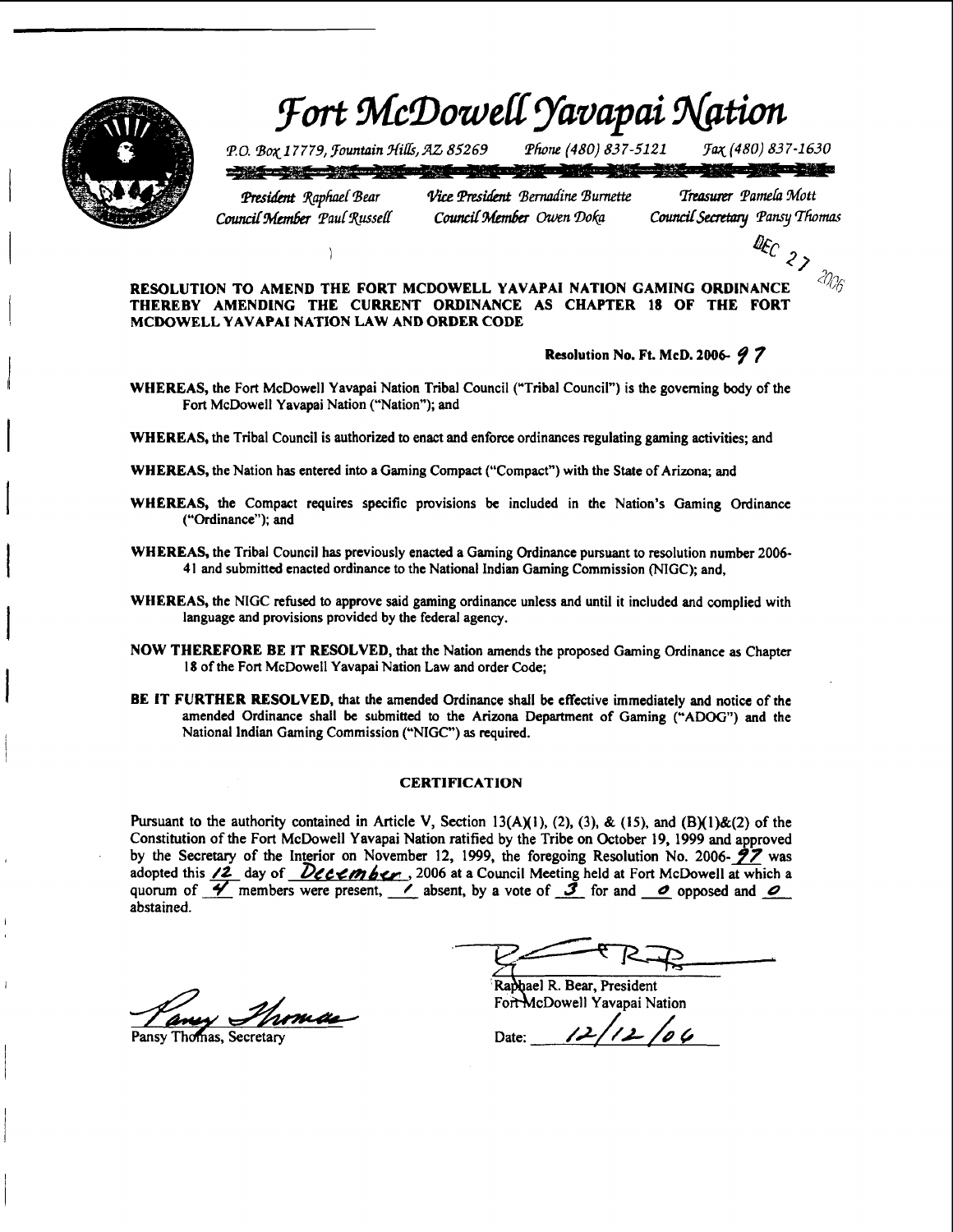# Fort McDowell Yavapai Nation

P.O. Box 17779, Fountain Hills, AZ 85269 Phone (480) 837-5121 Fax (480) 837-1630

President Raphael Bear Vice President Bernadine Burnette Treasurer Pamela Mott
Council Member Paul Russell Council Member Owen Doka Council Secretary Pansy Thomas

DEC 27 2006

**RESOLUTION TO AMEND THE FORT MCDOWELL YAVAPAI NATION GAMING ORDINANCE THEREBY AMENDING THE CURRENT ORDINANCE AS CHAPTER 18 OF THE FORT MCDOWELL YAVAPAI NATION LAW AND ORDER CODE**

**Resolution No. Ft. McD. 2006- 97**

**WHEREAS,** the Fort McDowell Yavapai Nation Tribal Council ("Tribal Council") is the governing body of the Fort McDowell Yavapai Nation ("Nation"); and

**WHEREAS,** the Tribal Council is authorized to enact and enforce ordinances regulating gaming activities; and

**WHEREAS,** the Nation has entered into a Gaming Compact ("Compact") with the State of Arizona; and

**WHEREAS,** the Compact requires specific provisions be included in the Nation's Gaming Ordinance ("Ordinance"); and

**WHEREAS,** the Tribal Council has previously enacted a Gaming Ordinance pursuant to resolution number 2006-41 and submitted enacted ordinance to the National Indian Gaming Commission (NIGC); and,

**WHEREAS,** the NIGC refused to approve said gaming ordinance unless and until it included and complied with language and provisions provided by the federal agency.

**NOW THEREFORE BE IT RESOLVED,** that the Nation amends the proposed Gaming Ordinance as Chapter 18 of the Fort McDowell Yavapai Nation Law and order Code;

**BE IT FURTHER RESOLVED,** that the amended Ordinance shall be effective immediately and notice of the amended Ordinance shall be submitted to the Arizona Department of Gaming ("ADOG") and the National Indian Gaming Commission ("NIGC") as required.

**CERTIFICATION**

Pursuant to the authority contained in Article V, Section 13(A)(1), (2), (3), & (15), and (B)(1)&(2) of the Constitution of the Fort McDowell Yavapai Nation ratified by the Tribe on October 19, 1999 and approved by the Secretary of the Interior on November 12, 1999, the foregoing Resolution No. 2006- 97 was adopted this 12 day of December, 2006 at a Council Meeting held at Fort McDowell at which a quorum of 4 members were present, 1 absent, by a vote of 3 for and 0 opposed and 0 abstained.

Pansy Thomas, Secretary

Raphael R. Bear, President
Fort McDowell Yavapai Nation

Date: 12/12/06